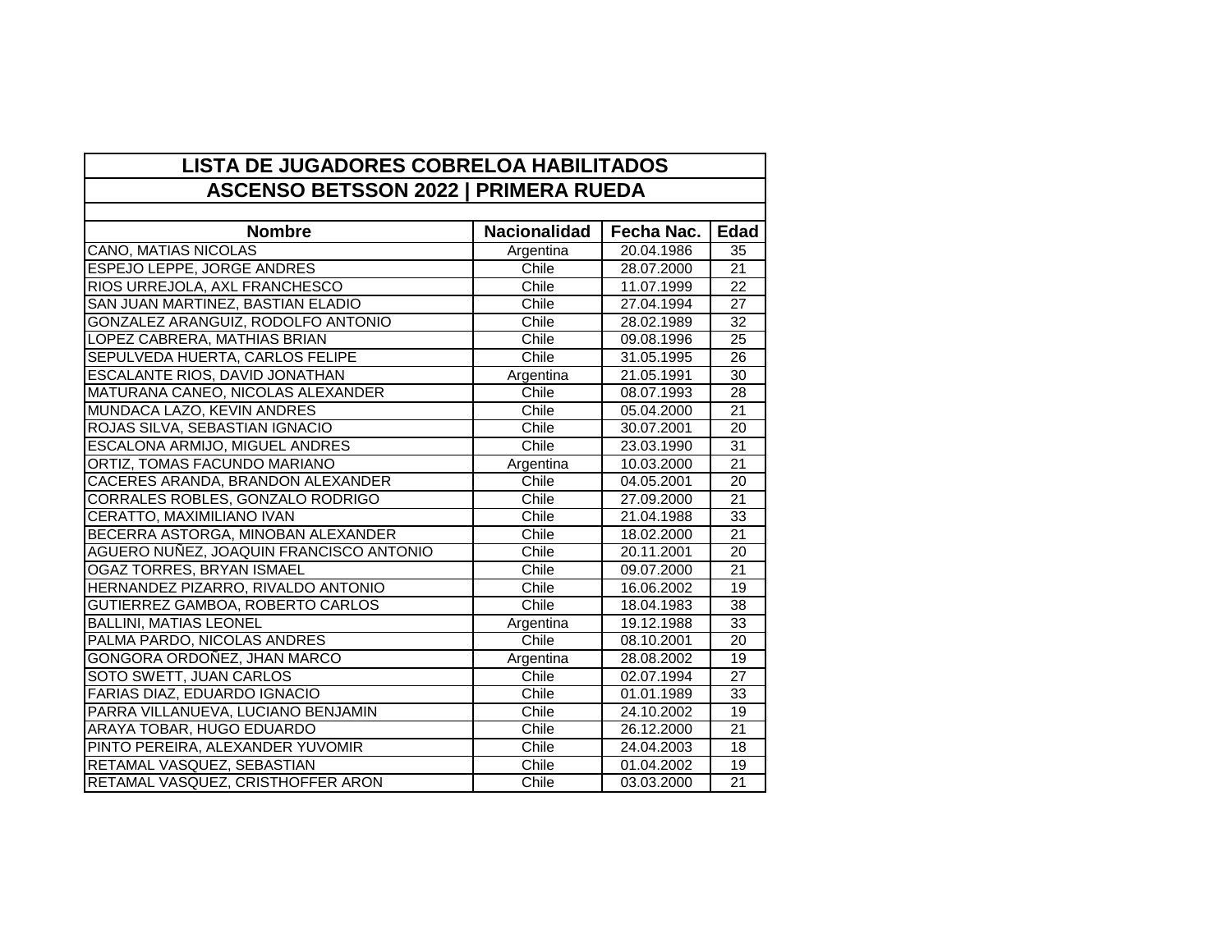## LISTA DE JUGADORES COBRELOA HABILITADOS
## ASCENSO BETSSON 2022 | PRIMERA RUEDA

| Nombre | Nacionalidad | Fecha Nac. | Edad |
|---|---|---|---|
| CANO, MATIAS NICOLAS | Argentina | 20.04.1986 | 35 |
| ESPEJO LEPPE, JORGE ANDRES | Chile | 28.07.2000 | 21 |
| RIOS URREJOLA, AXL FRANCHESCO | Chile | 11.07.1999 | 22 |
| SAN JUAN MARTINEZ, BASTIAN ELADIO | Chile | 27.04.1994 | 27 |
| GONZALEZ ARANGUIZ, RODOLFO ANTONIO | Chile | 28.02.1989 | 32 |
| LOPEZ CABRERA, MATHIAS BRIAN | Chile | 09.08.1996 | 25 |
| SEPULVEDA HUERTA, CARLOS FELIPE | Chile | 31.05.1995 | 26 |
| ESCALANTE RIOS, DAVID JONATHAN | Argentina | 21.05.1991 | 30 |
| MATURANA CANEO, NICOLAS ALEXANDER | Chile | 08.07.1993 | 28 |
| MUNDACA LAZO, KEVIN ANDRES | Chile | 05.04.2000 | 21 |
| ROJAS SILVA, SEBASTIAN IGNACIO | Chile | 30.07.2001 | 20 |
| ESCALONA ARMIJO, MIGUEL ANDRES | Chile | 23.03.1990 | 31 |
| ORTIZ, TOMAS FACUNDO MARIANO | Argentina | 10.03.2000 | 21 |
| CACERES ARANDA, BRANDON ALEXANDER | Chile | 04.05.2001 | 20 |
| CORRALES ROBLES, GONZALO RODRIGO | Chile | 27.09.2000 | 21 |
| CERATTO, MAXIMILIANO IVAN | Chile | 21.04.1988 | 33 |
| BECERRA ASTORGA, MINOBAN ALEXANDER | Chile | 18.02.2000 | 21 |
| AGUERO NUÑEZ, JOAQUIN FRANCISCO ANTONIO | Chile | 20.11.2001 | 20 |
| OGAZ TORRES, BRYAN ISMAEL | Chile | 09.07.2000 | 21 |
| HERNANDEZ PIZARRO, RIVALDO ANTONIO | Chile | 16.06.2002 | 19 |
| GUTIERREZ GAMBOA, ROBERTO CARLOS | Chile | 18.04.1983 | 38 |
| BALLINI, MATIAS LEONEL | Argentina | 19.12.1988 | 33 |
| PALMA PARDO, NICOLAS ANDRES | Chile | 08.10.2001 | 20 |
| GONGORA ORDOÑEZ, JHAN MARCO | Argentina | 28.08.2002 | 19 |
| SOTO SWETT, JUAN CARLOS | Chile | 02.07.1994 | 27 |
| FARIAS DIAZ, EDUARDO IGNACIO | Chile | 01.01.1989 | 33 |
| PARRA VILLANUEVA, LUCIANO BENJAMIN | Chile | 24.10.2002 | 19 |
| ARAYA TOBAR, HUGO EDUARDO | Chile | 26.12.2000 | 21 |
| PINTO PEREIRA, ALEXANDER YUVOMIR | Chile | 24.04.2003 | 18 |
| RETAMAL VASQUEZ, SEBASTIAN | Chile | 01.04.2002 | 19 |
| RETAMAL VASQUEZ, CRISTHOFFER ARON | Chile | 03.03.2000 | 21 |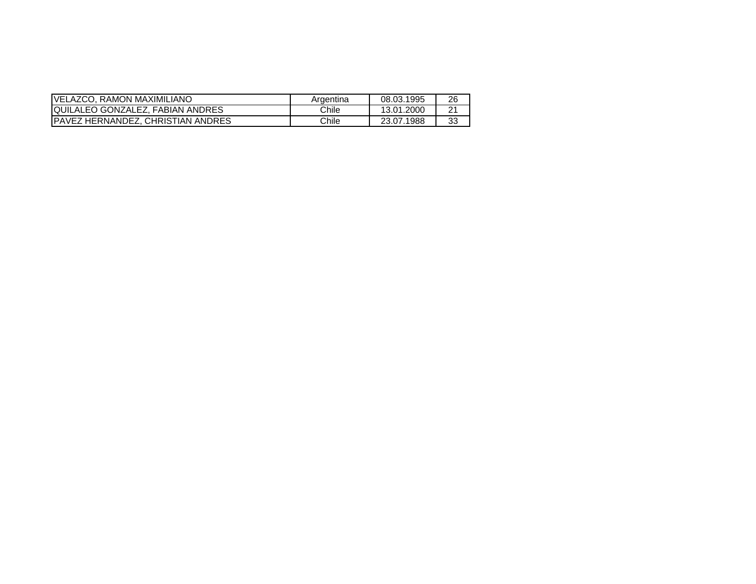| | | | |
|---|---|---|---|
| VELAZCO, RAMON MAXIMILIANO | Argentina | 08.03.1995 | 26 |
| QUILALEO GONZALEZ, FABIAN ANDRES | Chile | 13.01.2000 | 21 |
| PAVEZ HERNANDEZ, CHRISTIAN ANDRES | Chile | 23.07.1988 | 33 |